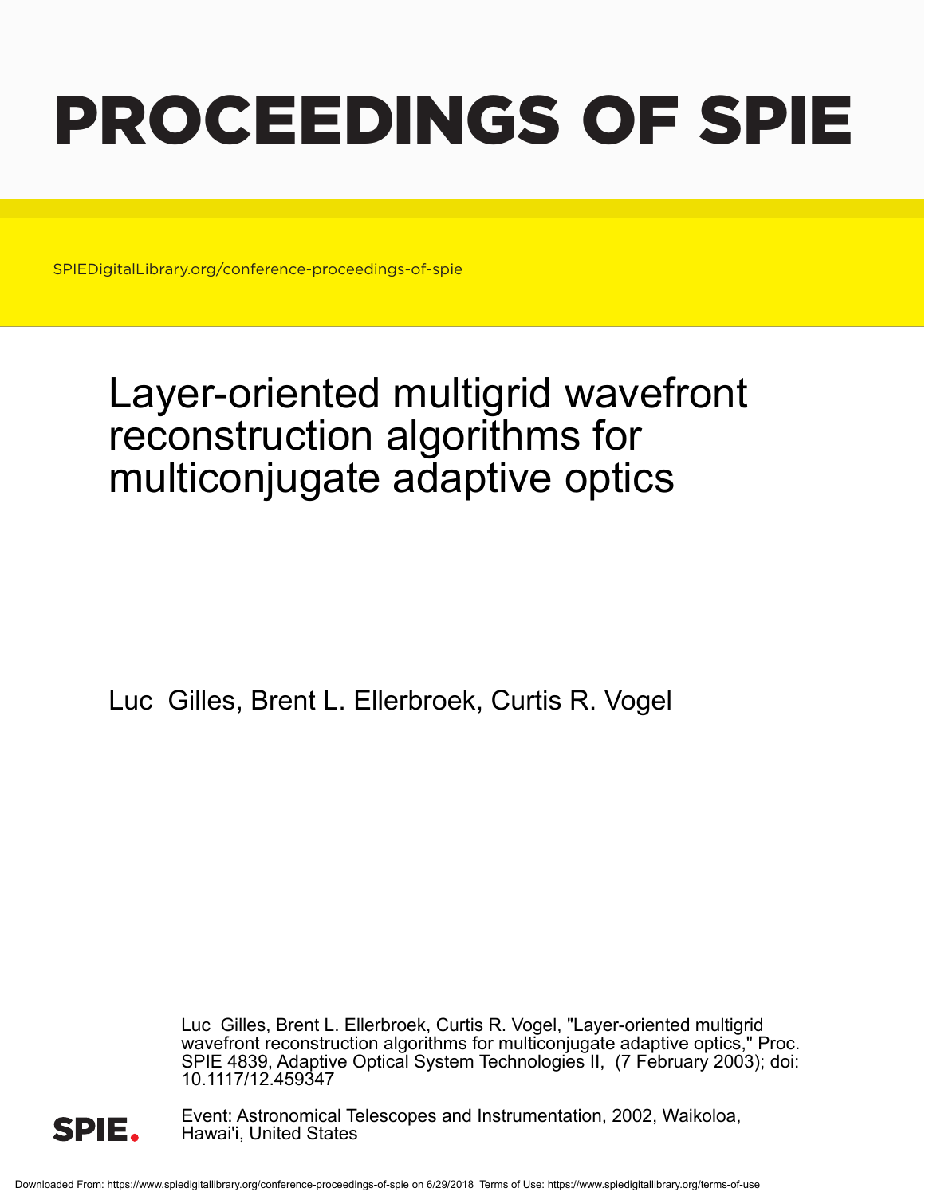# PROCEEDINGS OF SPIE

SPIEDigitalLibrary.org/conference-proceedings-of-spie

# Layer-oriented multigrid wavefront reconstruction algorithms for multiconjugate adaptive optics

Luc Gilles, Brent L. Ellerbroek, Curtis R. Vogel

Luc Gilles, Brent L. Ellerbroek, Curtis R. Vogel, "Layer-oriented multigrid wavefront reconstruction algorithms for multiconjugate adaptive optics," Proc. SPIE 4839, Adaptive Optical System Technologies II, (7 February 2003); doi: 10.1117/12.459347

Event: Astronomical Telescopes and Instrumentation, 2002, Waikoloa, Hawai'i, United States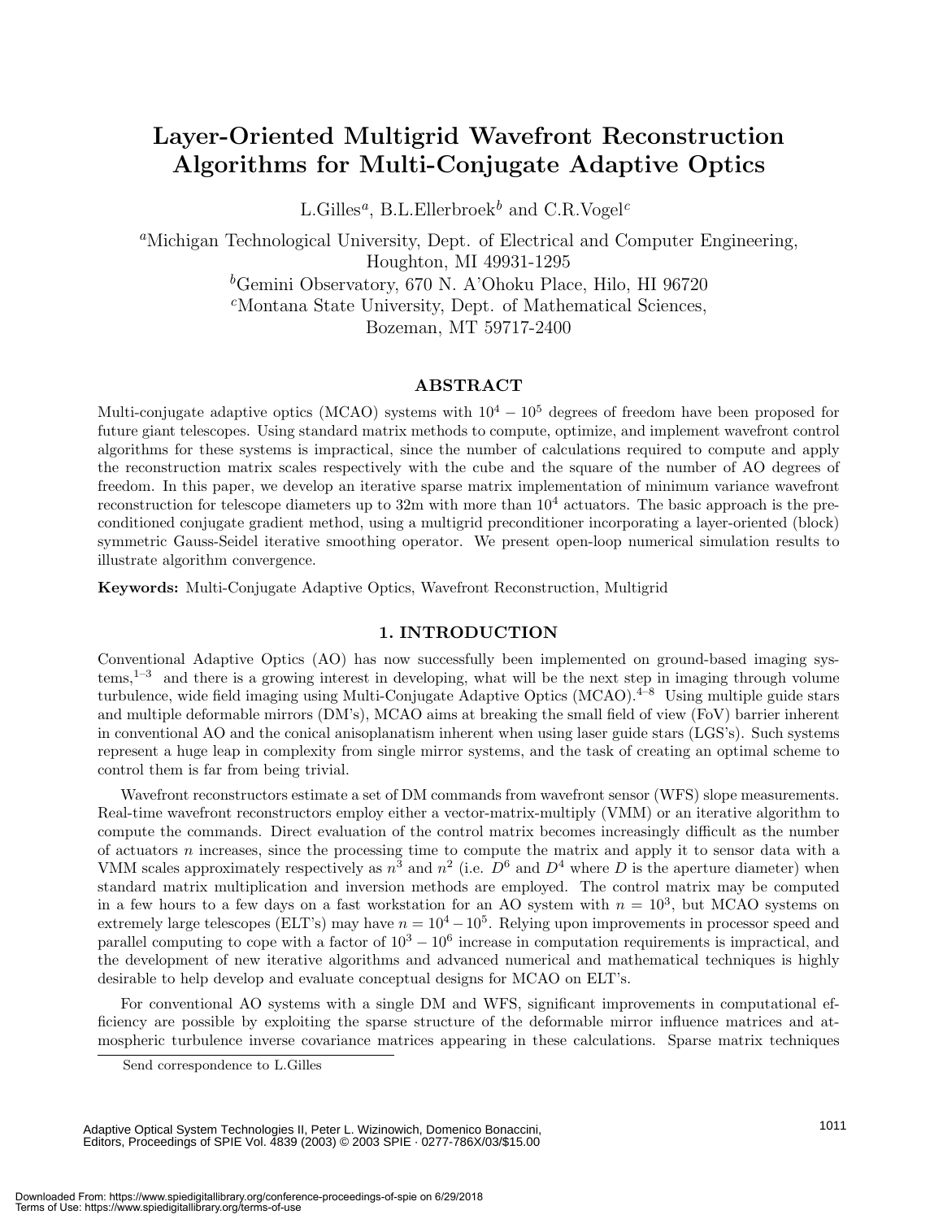# Layer-Oriented Multigrid Wavefront Reconstruction Algorithms for Multi-Conjugate Adaptive Optics

L.Gilles[a], B.L.Ellerbroek[b] and C.R.Vogel[c]

[a]Michigan Technological University, Dept. of Electrical and Computer Engineering, Houghton, MI 49931-1295

[b]Gemini Observatory, 670 N. A'Ohoku Place, Hilo, HI 96720

[c]Montana State University, Dept. of Mathematical Sciences, Bozeman, MT 59717-2400

## ABSTRACT

Multi-conjugate adaptive optics (MCAO) systems with $10^4 - 10^5$ degrees of freedom have been proposed for future giant telescopes. Using standard matrix methods to compute, optimize, and implement wavefront control algorithms for these systems is impractical, since the number of calculations required to compute and apply the reconstruction matrix scales respectively with the cube and the square of the number of AO degrees of freedom. In this paper, we develop an iterative sparse matrix implementation of minimum variance wavefront reconstruction for telescope diameters up to 32m with more than $10^4$ actuators. The basic approach is the preconditioned conjugate gradient method, using a multigrid preconditioner incorporating a layer-oriented (block) symmetric Gauss-Seidel iterative smoothing operator. We present open-loop numerical simulation results to illustrate algorithm convergence.

**Keywords:** Multi-Conjugate Adaptive Optics, Wavefront Reconstruction, Multigrid

## 1. INTRODUCTION

Conventional Adaptive Optics (AO) has now successfully been implemented on ground-based imaging systems,[1–3] and there is a growing interest in developing, what will be the next step in imaging through volume turbulence, wide field imaging using Multi-Conjugate Adaptive Optics (MCAO).[4–8] Using multiple guide stars and multiple deformable mirrors (DM's), MCAO aims at breaking the small field of view (FoV) barrier inherent in conventional AO and the conical anisoplanatism inherent when using laser guide stars (LGS's). Such systems represent a huge leap in complexity from single mirror systems, and the task of creating an optimal scheme to control them is far from being trivial.

Wavefront reconstructors estimate a set of DM commands from wavefront sensor (WFS) slope measurements. Real-time wavefront reconstructors employ either a vector-matrix-multiply (VMM) or an iterative algorithm to compute the commands. Direct evaluation of the control matrix becomes increasingly difficult as the number of actuators $n$ increases, since the processing time to compute the matrix and apply it to sensor data with a VMM scales approximately respectively as $n^3$ and $n^2$ (i.e. $D^6$ and $D^4$ where $D$ is the aperture diameter) when standard matrix multiplication and inversion methods are employed. The control matrix may be computed in a few hours to a few days on a fast workstation for an AO system with $n = 10^3$, but MCAO systems on extremely large telescopes (ELT's) may have $n = 10^4 - 10^5$. Relying upon improvements in processor speed and parallel computing to cope with a factor of $10^3 - 10^6$ increase in computation requirements is impractical, and the development of new iterative algorithms and advanced numerical and mathematical techniques is highly desirable to help develop and evaluate conceptual designs for MCAO on ELT's.

For conventional AO systems with a single DM and WFS, significant improvements in computational efficiency are possible by exploiting the sparse structure of the deformable mirror influence matrices and atmospheric turbulence inverse covariance matrices appearing in these calculations. Sparse matrix techniques

Send correspondence to L.Gilles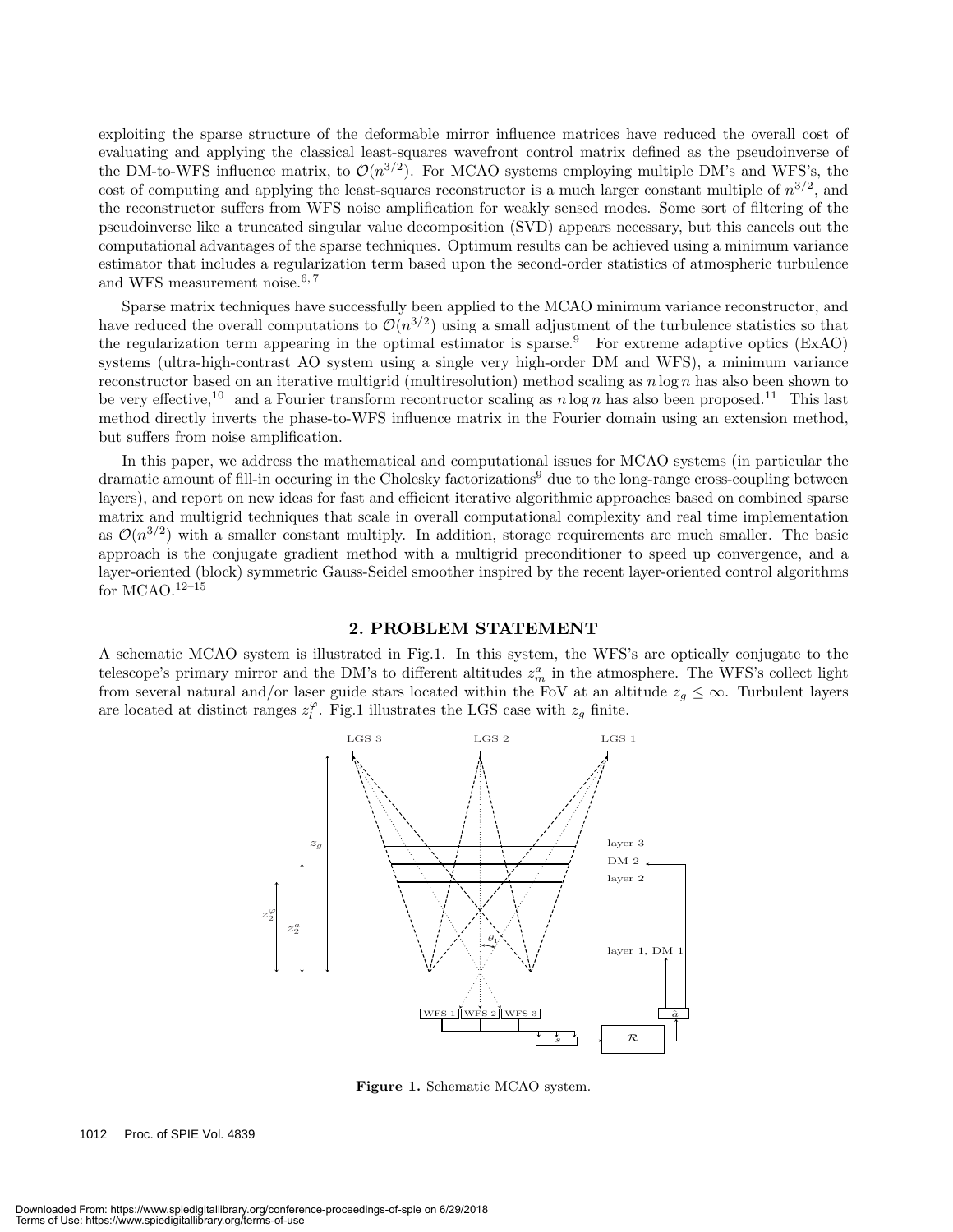exploiting the sparse structure of the deformable mirror influence matrices have reduced the overall cost of evaluating and applying the classical least-squares wavefront control matrix defined as the pseudoinverse of the DM-to-WFS influence matrix, to $\mathcal{O}(n^{3/2})$. For MCAO systems employing multiple DM's and WFS's, the cost of computing and applying the least-squares reconstructor is a much larger constant multiple of $n^{3/2}$, and the reconstructor suffers from WFS noise amplification for weakly sensed modes. Some sort of filtering of the pseudoinverse like a truncated singular value decomposition (SVD) appears necessary, but this cancels out the computational advantages of the sparse techniques. Optimum results can be achieved using a minimum variance estimator that includes a regularization term based upon the second-order statistics of atmospheric turbulence and WFS measurement noise.[6,7]

Sparse matrix techniques have successfully been applied to the MCAO minimum variance reconstructor, and have reduced the overall computations to $\mathcal{O}(n^{3/2})$ using a small adjustment of the turbulence statistics so that the regularization term appearing in the optimal estimator is sparse.[9] For extreme adaptive optics (ExAO) systems (ultra-high-contrast AO system using a single very high-order DM and WFS), a minimum variance reconstructor based on an iterative multigrid (multiresolution) method scaling as $n \log n$ has also been shown to be very effective,[10] and a Fourier transform recontructor scaling as $n \log n$ has also been proposed.[11] This last method directly inverts the phase-to-WFS influence matrix in the Fourier domain using an extension method, but suffers from noise amplification.

In this paper, we address the mathematical and computational issues for MCAO systems (in particular the dramatic amount of fill-in occuring in the Cholesky factorizations[9] due to the long-range cross-coupling between layers), and report on new ideas for fast and efficient iterative algorithmic approaches based on combined sparse matrix and multigrid techniques that scale in overall computational complexity and real time implementation as $\mathcal{O}(n^{3/2})$ with a smaller constant multiply. In addition, storage requirements are much smaller. The basic approach is the conjugate gradient method with a multigrid preconditioner to speed up convergence, and a layer-oriented (block) symmetric Gauss-Seidel smoother inspired by the recent layer-oriented control algorithms for MCAO.[12–15]

## 2. PROBLEM STATEMENT

A schematic MCAO system is illustrated in Fig.1. In this system, the WFS's are optically conjugate to the telescope's primary mirror and the DM's to different altitudes $z_m^a$ in the atmosphere. The WFS's collect light from several natural and/or laser guide stars located within the FoV at an altitude $z_g \leq \infty$. Turbulent layers are located at distinct ranges $z_l^\varphi$. Fig.1 illustrates the LGS case with $z_g$ finite.

**Figure 1.** Schematic MCAO system.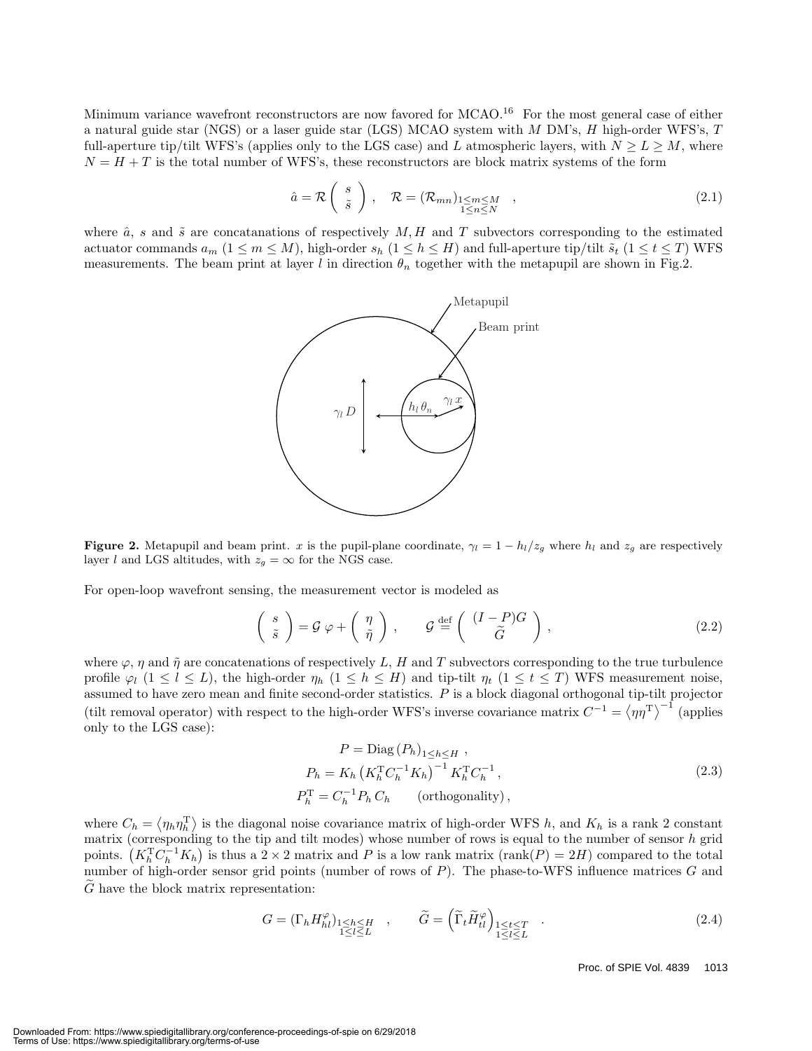Minimum variance wavefront reconstructors are now favored for MCAO.[16] For the most general case of either a natural guide star (NGS) or a laser guide star (LGS) MCAO system with $M$ DM's, $H$ high-order WFS's, $T$ full-aperture tip/tilt WFS's (applies only to the LGS case) and $L$ atmospheric layers, with $N \geq L \geq M$, where $N = H + T$ is the total number of WFS's, these reconstructors are block matrix systems of the form

$$\hat{a} = \mathcal{R} \begin{pmatrix} s \\ \tilde{s} \end{pmatrix} , \quad \mathcal{R} = (\mathcal{R}_{mn})_{\substack{1 \leq m \leq M \\ 1 \leq n \leq N}} , \tag{2.1}$$

where $\hat{a}$, $s$ and $\tilde{s}$ are concatanations of respectively $M, H$ and $T$ subvectors corresponding to the estimated actuator commands $a_m$ ($1 \leq m \leq M$), high-order $s_h$ ($1 \leq h \leq H$) and full-aperture tip/tilt $\tilde{s}_t$ ($1 \leq t \leq T$) WFS measurements. The beam print at layer $l$ in direction $\theta_n$ together with the metapupil are shown in Fig.2.

**Figure 2.** Metapupil and beam print. $x$ is the pupil-plane coordinate, $\gamma_l = 1 - h_l/z_g$ where $h_l$ and $z_g$ are respectively layer $l$ and LGS altitudes, with $z_g = \infty$ for the NGS case.

For open-loop wavefront sensing, the measurement vector is modeled as

$$\begin{pmatrix} s \\ \tilde{s} \end{pmatrix} = \mathcal{G} \, \varphi + \begin{pmatrix} \eta \\ \tilde{\eta} \end{pmatrix} , \qquad \mathcal{G} \stackrel{\text{def}}{=} \begin{pmatrix} (I - P)G \\ \widetilde{G} \end{pmatrix} , \tag{2.2}$$

where $\varphi$, $\eta$ and $\tilde{\eta}$ are concatenations of respectively $L$, $H$ and $T$ subvectors corresponding to the true turbulence profile $\varphi_l$ ($1 \leq l \leq L$), the high-order $\eta_h$ ($1 \leq h \leq H$) and tip-tilt $\eta_t$ ($1 \leq t \leq T$) WFS measurement noise, assumed to have zero mean and finite second-order statistics. $P$ is a block diagonal orthogonal tip-tilt projector (tilt removal operator) with respect to the high-order WFS's inverse covariance matrix $C^{-1} = \langle \eta \eta^{\mathrm{T}} \rangle^{-1}$ (applies only to the LGS case):

$$\begin{aligned} P &= \mathrm{Diag}\,(P_h)_{1 \leq h \leq H} \;, \\ P_h &= K_h \left( K_h^{\mathrm{T}} C_h^{-1} K_h \right)^{-1} K_h^{\mathrm{T}} C_h^{-1} \,, \\ P_h^{\mathrm{T}} &= C_h^{-1} P_h \, C_h \qquad \text{(orthogonality)} \,, \end{aligned} \tag{2.3}$$

where $C_h = \langle \eta_h \eta_h^{\mathrm{T}} \rangle$ is the diagonal noise covariance matrix of high-order WFS $h$, and $K_h$ is a rank 2 constant matrix (corresponding to the tip and tilt modes) whose number of rows is equal to the number of sensor $h$ grid points. $\left( K_h^{\mathrm{T}} C_h^{-1} K_h \right)$ is thus a $2 \times 2$ matrix and $P$ is a low rank matrix ($\mathrm{rank}(P) = 2H$) compared to the total number of high-order sensor grid points (number of rows of $P$). The phase-to-WFS influence matrices $G$ and $\widetilde{G}$ have the block matrix representation:

$$G = (\Gamma_h H_{hl}^{\varphi})_{\substack{1 \leq h \leq H \\ 1 \leq l \leq L}} \quad , \qquad \widetilde{G} = \left( \widetilde{\Gamma}_t \widetilde{H}_{tl}^{\varphi} \right)_{\substack{1 \leq t \leq T \\ 1 \leq l \leq L}} \quad . \tag{2.4}$$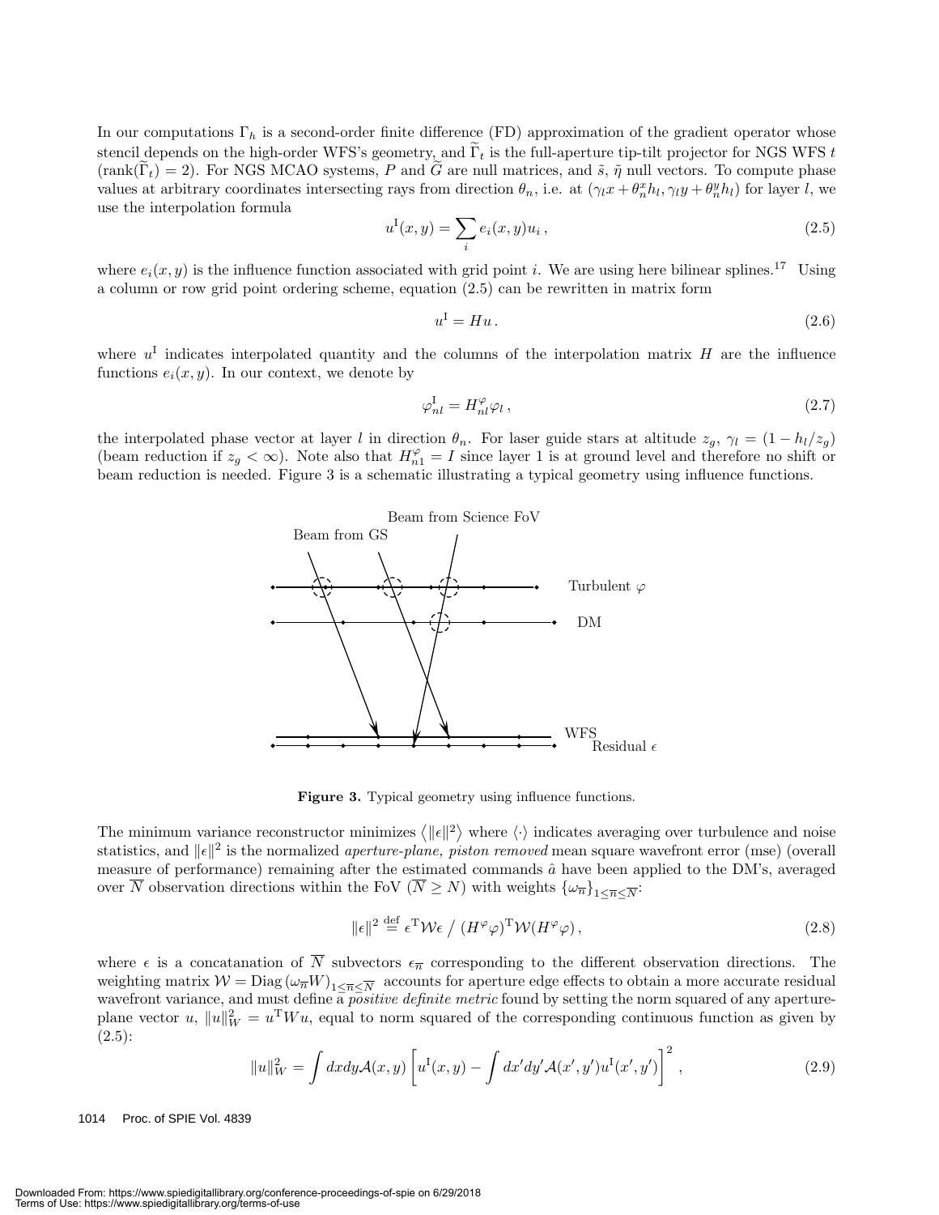In our computations $\Gamma_h$ is a second-order finite difference (FD) approximation of the gradient operator whose stencil depends on the high-order WFS's geometry, and $\widetilde{\Gamma}_t$ is the full-aperture tip-tilt projector for NGS WFS $t$ ($\text{rank}(\widetilde{\Gamma}_t) = 2$). For NGS MCAO systems, $P$ and $\widetilde{G}$ are null matrices, and $\tilde{s}$, $\tilde{\eta}$ null vectors. To compute phase values at arbitrary coordinates intersecting rays from direction $\theta_n$, i.e. at $(\gamma_l x + \theta_n^x h_l, \gamma_l y + \theta_n^y h_l)$ for layer $l$, we use the interpolation formula

$$u^{\text{I}}(x, y) = \sum_i e_i(x, y) u_i \,, \tag{2.5}$$

where $e_i(x, y)$ is the influence function associated with grid point $i$. We are using here bilinear splines.[17] Using a column or row grid point ordering scheme, equation (2.5) can be rewritten in matrix form

$$u^{\text{I}} = H u \,. \tag{2.6}$$

where $u^{\text{I}}$ indicates interpolated quantity and the columns of the interpolation matrix $H$ are the influence functions $e_i(x, y)$. In our context, we denote by

$$\varphi_{nl}^{\text{I}} = H_{nl}^{\varphi} \varphi_l \,, \tag{2.7}$$

the interpolated phase vector at layer $l$ in direction $\theta_n$. For laser guide stars at altitude $z_g$, $\gamma_l = (1 - h_l/z_g)$ (beam reduction if $z_g < \infty$). Note also that $H_{n1}^{\varphi} = I$ since layer 1 is at ground level and therefore no shift or beam reduction is needed. Figure 3 is a schematic illustrating a typical geometry using influence functions.

**Figure 3.** Typical geometry using influence functions.

The minimum variance reconstructor minimizes $\langle \|\epsilon\|^2 \rangle$ where $\langle \cdot \rangle$ indicates averaging over turbulence and noise statistics, and $\|\epsilon\|^2$ is the normalized *aperture-plane, piston removed* mean square wavefront error (mse) (overall measure of performance) remaining after the estimated commands $\hat{a}$ have been applied to the DM's, averaged over $\overline{N}$ observation directions within the FoV ($\overline{N} \geq N$) with weights $\{\omega_{\overline{n}}\}_{1 \leq \overline{n} \leq \overline{N}}$:

$$\|\epsilon\|^2 \stackrel{\text{def}}{=} \epsilon^{\text{T}} \mathcal{W} \epsilon \; / \; (H^{\varphi} \varphi)^{\text{T}} \mathcal{W} (H^{\varphi} \varphi) \,, \tag{2.8}$$

where $\epsilon$ is a concatanation of $\overline{N}$ subvectors $\epsilon_{\overline{n}}$ corresponding to the different observation directions. The weighting matrix $\mathcal{W} = \text{Diag}\left(\omega_{\overline{n}} W\right)_{1 \leq \overline{n} \leq \overline{N}}$ accounts for aperture edge effects to obtain a more accurate residual wavefront variance, and must define a *positive definite metric* found by setting the norm squared of any aperture-plane vector $u$, $\|u\|_W^2 = u^{\text{T}} W u$, equal to norm squared of the corresponding continuous function as given by (2.5):

$$\|u\|_W^2 = \int dx dy \mathcal{A}(x, y) \left[ u^{\text{I}}(x, y) - \int dx' dy' \mathcal{A}(x', y') u^{\text{I}}(x', y') \right]^2 \,, \tag{2.9}$$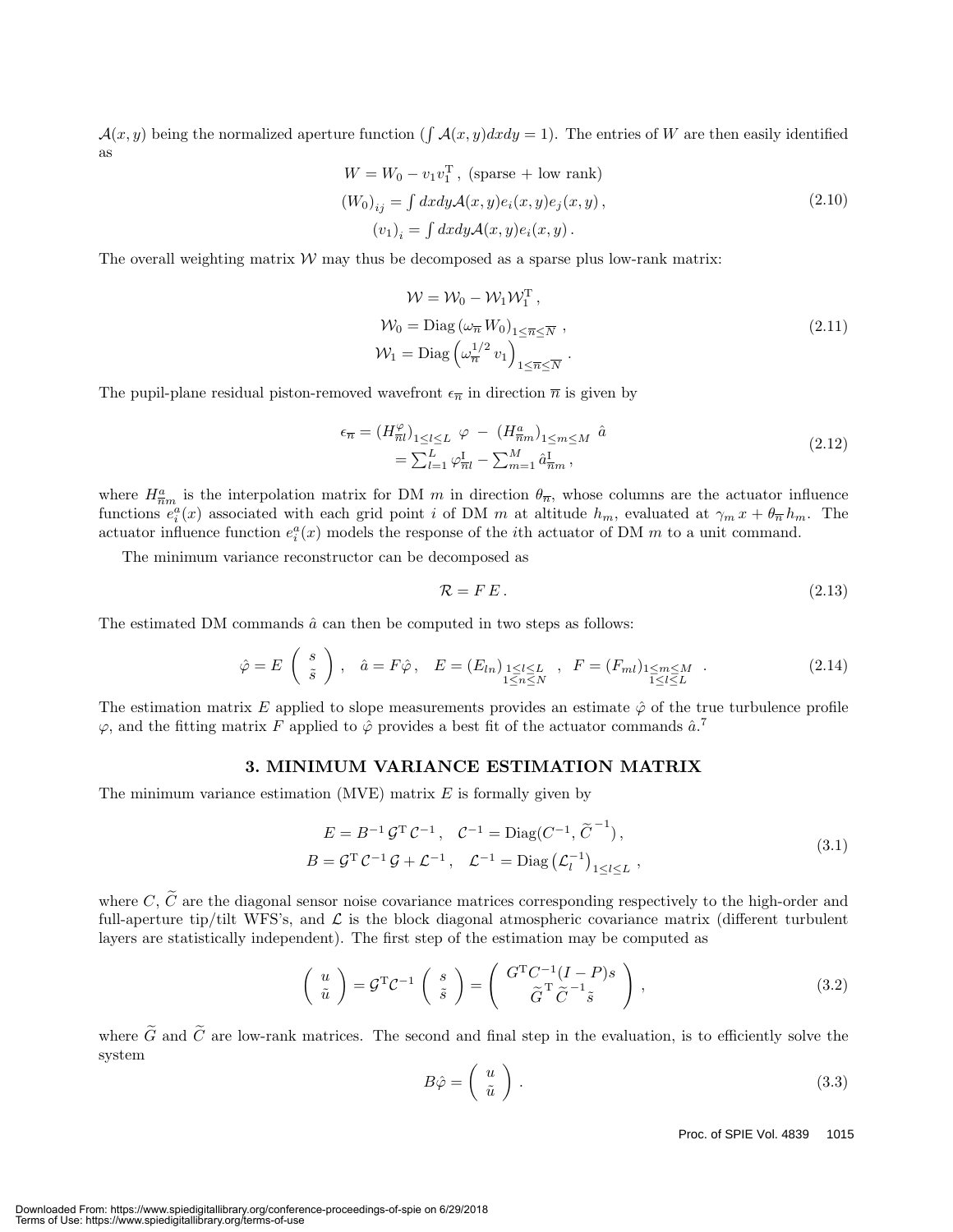$\mathcal{A}(x, y)$ being the normalized aperture function ($\int \mathcal{A}(x, y)dxdy = 1$). The entries of $W$ are then easily identified as

$$
\begin{aligned}
W &= W_0 - v_1 v_1^{\mathrm{T}}\,, \text{ (sparse + low rank)} \\
(W_0)_{ij} &= \int dxdy \mathcal{A}(x, y) e_i(x, y) e_j(x, y)\,, \\
(v_1)_i &= \int dxdy \mathcal{A}(x, y) e_i(x, y)\,.
\end{aligned}
\tag{2.10}
$$

The overall weighting matrix $\mathcal{W}$ may thus be decomposed as a sparse plus low-rank matrix:

$$
\begin{aligned}
\mathcal{W} &= \mathcal{W}_0 - \mathcal{W}_1 \mathcal{W}_1^{\mathrm{T}}\,, \\
\mathcal{W}_0 &= \mathrm{Diag}\left(\omega_{\overline{n}} W_0\right)_{1 \le \overline{n} \le \overline{N}}\,, \\
\mathcal{W}_1 &= \mathrm{Diag}\left(\omega_{\overline{n}}^{1/2}\, v_1\right)_{1 \le \overline{n} \le \overline{N}}\,.
\end{aligned}
\tag{2.11}
$$

The pupil-plane residual piston-removed wavefront $\epsilon_{\overline{n}}$ in direction $\overline{n}$ is given by

$$
\begin{aligned}
\epsilon_{\overline{n}} &= (H^{\varphi}_{\overline{n}l})_{1 \le l \le L}\ \varphi\ -\ (H^{a}_{\overline{n}m})_{1 \le m \le M}\ \hat{a} \\
&= \textstyle\sum_{l=1}^{L} \varphi^{\mathrm{I}}_{\overline{n}l} - \sum_{m=1}^{M} \hat{a}^{\mathrm{I}}_{\overline{n}m}\,,
\end{aligned}
\tag{2.12}
$$

where $H^{a}_{\overline{n}m}$ is the interpolation matrix for DM $m$ in direction $\theta_{\overline{n}}$, whose columns are the actuator influence functions $e^{a}_{i}(x)$ associated with each grid point $i$ of DM $m$ at altitude $h_m$, evaluated at $\gamma_m x + \theta_{\overline{n}} h_m$. The actuator influence function $e^{a}_{i}(x)$ models the response of the $i$th actuator of DM $m$ to a unit command.

The minimum variance reconstructor can be decomposed as

$$
\mathcal{R} = F\,E\,. \tag{2.13}
$$

The estimated DM commands $\hat{a}$ can then be computed in two steps as follows:

$$
\hat{\varphi} = E \begin{pmatrix} s \\ \tilde{s} \end{pmatrix}, \quad \hat{a} = F\hat{\varphi}, \quad E = (E_{ln})_{\substack{1 \le l \le L \\ 1 \le n \le N}}\,, \quad F = (F_{ml})_{\substack{1 \le m \le M \\ 1 \le l \le L}}\,. \tag{2.14}
$$

The estimation matrix $E$ applied to slope measurements provides an estimate $\hat{\varphi}$ of the true turbulence profile $\varphi$, and the fitting matrix $F$ applied to $\hat{\varphi}$ provides a best fit of the actuator commands $\hat{a}$.[7]

## 3. MINIMUM VARIANCE ESTIMATION MATRIX

The minimum variance estimation (MVE) matrix $E$ is formally given by

$$
\begin{aligned}
E &= B^{-1}\,\mathcal{G}^{\mathrm{T}}\,\mathcal{C}^{-1}\,, \quad \mathcal{C}^{-1} = \mathrm{Diag}(C^{-1}, \widetilde{C}^{-1})\,, \\
B &= \mathcal{G}^{\mathrm{T}}\,\mathcal{C}^{-1}\,\mathcal{G} + \mathcal{L}^{-1}\,, \quad \mathcal{L}^{-1} = \mathrm{Diag}\left(\mathcal{L}_l^{-1}\right)_{1 \le l \le L}\,,
\end{aligned}
\tag{3.1}
$$

where $C$, $\widetilde{C}$ are the diagonal sensor noise covariance matrices corresponding respectively to the high-order and full-aperture tip/tilt WFS's, and $\mathcal{L}$ is the block diagonal atmospheric covariance matrix (different turbulent layers are statistically independent). The first step of the estimation may be computed as

$$
\begin{pmatrix} u \\ \tilde{u} \end{pmatrix} = \mathcal{G}^{\mathrm{T}}\mathcal{C}^{-1} \begin{pmatrix} s \\ \tilde{s} \end{pmatrix} = \begin{pmatrix} G^{\mathrm{T}} C^{-1} (I - P) s \\ \widetilde{G}^{\mathrm{T}}\, \widetilde{C}^{-1} \tilde{s} \end{pmatrix}, \tag{3.2}
$$

where $\widetilde{G}$ and $\widetilde{C}$ are low-rank matrices. The second and final step in the evaluation, is to efficiently solve the system

$$
B\hat{\varphi} = \begin{pmatrix} u \\ \tilde{u} \end{pmatrix}. \tag{3.3}
$$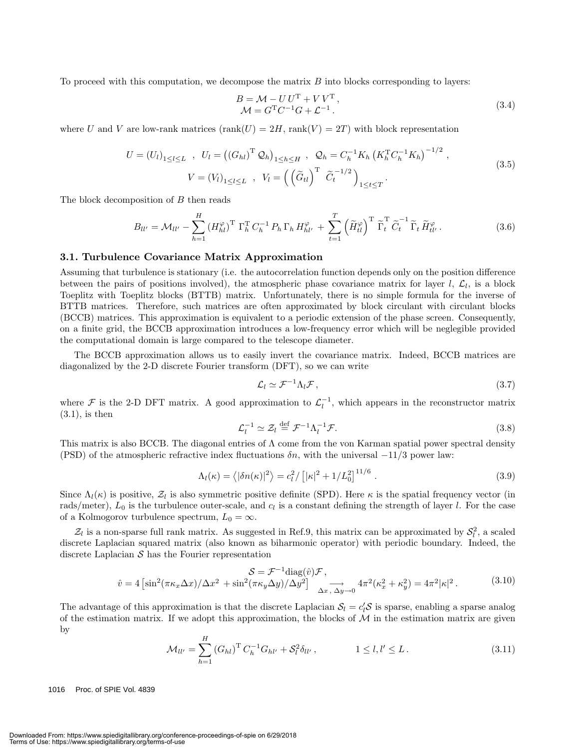To proceed with this computation, we decompose the matrix $B$ into blocks corresponding to layers:

$$B = \mathcal{M} - U\,U^{\mathrm{T}} + V\,V^{\mathrm{T}}\,,\qquad \mathcal{M} = G^{\mathrm{T}} C^{-1} G + \mathcal{L}^{-1}\,. \tag{3.4}$$

where $U$ and $V$ are low-rank matrices ($\mathrm{rank}(U) = 2H$, $\mathrm{rank}(V) = 2T$) with block representation

$$U = (U_l)_{1\leq l\leq L}\ \ ,\ \ U_l = \left((G_{hl})^{\mathrm{T}}\,\mathcal{Q}_h\right)_{1\leq h\leq H}\ ,\ \ \mathcal{Q}_h = C_h^{-1} K_h \left(K_h^{\mathrm{T}} C_h^{-1} K_h\right)^{-1/2}\,,$$
$$V = (V_l)_{1\leq l\leq L}\ \ ,\ \ V_l = \left(\left(\widetilde{G}_{tl}\right)^{\mathrm{T}}\ \widetilde{C}_t^{-1/2}\right)_{1\leq t\leq T}. \tag{3.5}$$

The block decomposition of $B$ then reads

$$B_{ll'} = \mathcal{M}_{ll'} - \sum_{h=1}^{H} \left(H^{\varphi}_{hl}\right)^{\mathrm{T}}\,\Gamma_h^{\mathrm{T}}\,C_h^{-1}\,P_h\,\Gamma_h\,H^{\varphi}_{hl'} + \sum_{t=1}^{T}\left(\widetilde{H}^{\varphi}_{tl}\right)^{\mathrm{T}}\,\widetilde{\Gamma}_t^{\mathrm{T}}\,\widetilde{C}_t^{-1}\,\widetilde{\Gamma}_t\,\widetilde{H}^{\varphi}_{tl'}\,. \tag{3.6}$$

### 3.1. Turbulence Covariance Matrix Approximation

Assuming that turbulence is stationary (i.e. the autocorrelation function depends only on the position difference between the pairs of positions involved), the atmospheric phase covariance matrix for layer $l$, $\mathcal{L}_l$, is a block Toeplitz with Toeplitz blocks (BTTB) matrix. Unfortunately, there is no simple formula for the inverse of BTTB matrices. Therefore, such matrices are often approximated by block circulant with circulant blocks (BCCB) matrices. This approximation is equivalent to a periodic extension of the phase screen. Consequently, on a finite grid, the BCCB approximation introduces a low-frequency error which will be neglegible provided the computational domain is large compared to the telescope diameter.

The BCCB approximation allows us to easily invert the covariance matrix. Indeed, BCCB matrices are diagonalized by the 2-D discrete Fourier transform (DFT), so we can write

$$\mathcal{L}_l \simeq \mathcal{F}^{-1}\Lambda_l\mathcal{F}\,, \tag{3.7}$$

where $\mathcal{F}$ is the 2-D DFT matrix. A good approximation to $\mathcal{L}_l^{-1}$, which appears in the reconstructor matrix (3.1), is then

$$\mathcal{L}_l^{-1} \simeq \mathcal{Z}_l \overset{\mathrm{def}}{=} \mathcal{F}^{-1}\Lambda_l^{-1}\mathcal{F}. \tag{3.8}$$

This matrix is also BCCB. The diagonal entries of $\Lambda$ come from the von Karman spatial power spectral density (PSD) of the atmospheric refractive index fluctuations $\delta n$, with the universal $-11/3$ power law:

$$\Lambda_l(\kappa) = \left\langle |\delta n(\kappa)|^2 \right\rangle = c_l^2 / \left[|\kappa|^2 + 1/L_0^2\right]^{11/6}\,. \tag{3.9}$$

Since $\Lambda_l(\kappa)$ is positive, $\mathcal{Z}_l$ is also symmetric positive definite (SPD). Here $\kappa$ is the spatial frequency vector (in rads/meter), $L_0$ is the turbulence outer-scale, and $c_l$ is a constant defining the strength of layer $l$. For the case of a Kolmogorov turbulence spectrum, $L_0 = \infty$.

$\mathcal{Z}_l$ is a non-sparse full rank matrix. As suggested in Ref.9, this matrix can be approximated by $\mathcal{S}_l^2$, a scaled discrete Laplacian squared matrix (also known as biharmonic operator) with periodic boundary. Indeed, the discrete Laplacian $\mathcal{S}$ has the Fourier representation

$$\mathcal{S} = \mathcal{F}^{-1}\mathrm{diag}(\hat{v})\mathcal{F}\,,$$
$$\hat{v} = 4\left[\sin^2(\pi\kappa_x\Delta x)/\Delta x^2 + \sin^2(\pi\kappa_y\Delta y)/\Delta y^2\right] \underset{\Delta x\,,\,\Delta y\to 0}{\longrightarrow} 4\pi^2(\kappa_x^2+\kappa_y^2) = 4\pi^2|\kappa|^2\,. \tag{3.10}$$

The advantage of this approximation is that the discrete Laplacian $\mathcal{S}_l = c_l'\mathcal{S}$ is sparse, enabling a sparse analog of the estimation matrix. If we adopt this approximation, the blocks of $\mathcal{M}$ in the estimation matrix are given by

$$\mathcal{M}_{ll'} = \sum_{h=1}^{H}\left(G_{hl}\right)^{\mathrm{T}} C_h^{-1} G_{hl'} + \mathcal{S}_l^2\delta_{ll'}\,,\qquad 1\leq l,l'\leq L\,. \tag{3.11}$$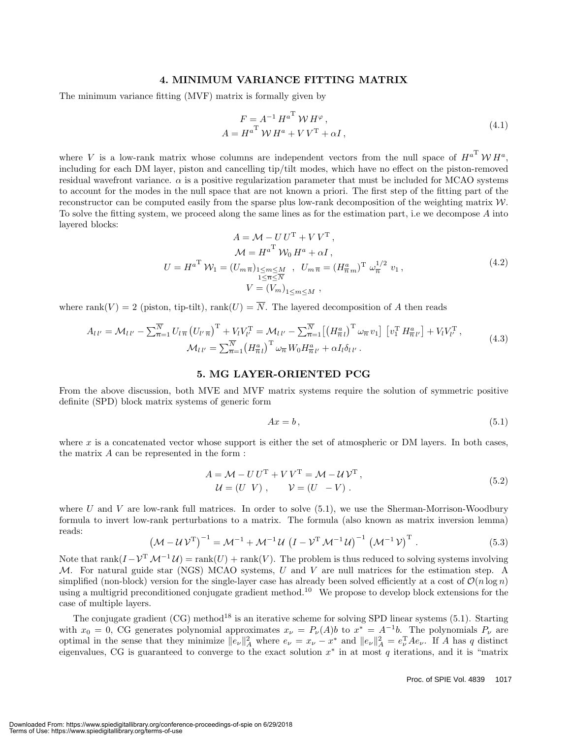## 4. MINIMUM VARIANCE FITTING MATRIX

The minimum variance fitting (MVF) matrix is formally given by

$$
\begin{aligned}
F &= A^{-1} \, {H^a}^{\mathrm{T}} \, \mathcal{W} \, H^{\varphi} \, , \\
A &= {H^a}^{\mathrm{T}} \, \mathcal{W} \, H^a + V \, V^{\mathrm{T}} + \alpha I \, ,
\end{aligned}
\tag{4.1}
$$

where $V$ is a low-rank matrix whose columns are independent vectors from the null space of ${H^a}^{\mathrm{T}} \, \mathcal{W} \, H^a$, including for each DM layer, piston and cancelling tip/tilt modes, which have no effect on the piston-removed residual wavefront variance. $\alpha$ is a positive regularization parameter that must be included for MCAO systems to account for the modes in the null space that are not known a priori. The first step of the fitting part of the reconstructor can be computed easily from the sparse plus low-rank decomposition of the weighting matrix $\mathcal{W}$. To solve the fitting system, we proceed along the same lines as for the estimation part, i.e we decompose $A$ into layered blocks:

$$
\begin{aligned}
A &= \mathcal{M} - U \, U^{\mathrm{T}} + V \, V^{\mathrm{T}} \, , \\
\mathcal{M} &= {H^a}^{\mathrm{T}} \, \mathcal{W}_0 \, H^a + \alpha I \, , \\
U = {H^a}^{\mathrm{T}} \, \mathcal{W}_1 &= (U_{m \, \overline{n}})_{\substack{1 \le m \le M \\ 1 \le \overline{n} \le \overline{N}}} \quad , \quad U_{m \, \overline{n}} = (H^a_{\overline{n} \, m})^{\mathrm{T}} \; \omega_{\overline{n}}^{1/2} \; v_1 \, , \\
V &= (V_m)_{1 \le m \le M} \; ,
\end{aligned}
\tag{4.2}
$$

where $\mathrm{rank}(V) = 2$ (piston, tip-tilt), $\mathrm{rank}(U) = \overline{N}$. The layered decomposition of $A$ then reads

$$
\begin{aligned}
A_{l \, l'} = \mathcal{M}_{l \, l'} - \textstyle\sum_{\overline{n}=1}^{\overline{N}} U_{l \, \overline{n}} \left(U_{l' \, \overline{n}}\right)^{\mathrm{T}} + V_l V_{l'}^{\mathrm{T}} &= \mathcal{M}_{l \, l'} - \textstyle\sum_{\overline{n}=1}^{\overline{N}} \left[ \left(H^a_{\overline{n} \, l}\right)^{\mathrm{T}} \omega_{\overline{n}} \, v_1 \right] \, \left[ v_1^{\mathrm{T}} \, H^a_{\overline{n} \, l'} \right] + V_l V_{l'}^{\mathrm{T}} \, , \\
\mathcal{M}_{l \, l'} = \textstyle\sum_{\overline{n}=1}^{\overline{N}} \left(H^a_{\overline{n} \, l}\right)^{\mathrm{T}} \omega_{\overline{n}} W_0 H^a_{\overline{n} \, l'} &+ \alpha I_l \delta_{l \, l'} \, .
\end{aligned}
\tag{4.3}
$$

## 5. MG LAYER-ORIENTED PCG

From the above discussion, both MVE and MVF matrix systems require the solution of symmetric positive definite (SPD) block matrix systems of generic form

$$
A x = b \, , \tag{5.1}
$$

where $x$ is a concatenated vector whose support is either the set of atmospheric or DM layers. In both cases, the matrix $A$ can be represented in the form :

$$
\begin{aligned}
A = \mathcal{M} - U \, U^{\mathrm{T}} + V \, V^{\mathrm{T}} &= \mathcal{M} - \mathcal{U} \, \mathcal{V}^{\mathrm{T}} \, , \\
\mathcal{U} = (U \;\; V) \, , \qquad \mathcal{V} &= (U \;\; -V) \, .
\end{aligned}
\tag{5.2}
$$

where $U$ and $V$ are low-rank full matrices. In order to solve (5.1), we use the Sherman-Morrison-Woodbury formula to invert low-rank perturbations to a matrix. The formula (also known as matrix inversion lemma) reads:

$$
\left(\mathcal{M} - \mathcal{U} \, \mathcal{V}^{\mathrm{T}}\right)^{-1} = \mathcal{M}^{-1} + \mathcal{M}^{-1} \, \mathcal{U} \, \left(I - \mathcal{V}^{\mathrm{T}} \, \mathcal{M}^{-1} \, \mathcal{U}\right)^{-1} \, \left(\mathcal{M}^{-1} \, \mathcal{V}\right)^{\mathrm{T}} \, . \tag{5.3}
$$

Note that $\mathrm{rank}(I - \mathcal{V}^{\mathrm{T}} \, \mathcal{M}^{-1} \, \mathcal{U}) = \mathrm{rank}(U) + \mathrm{rank}(V)$. The problem is thus reduced to solving systems involving $\mathcal{M}$. For natural guide star (NGS) MCAO systems, $U$ and $V$ are null matrices for the estimation step. A simplified (non-block) version for the single-layer case has already been solved efficiently at a cost of $\mathcal{O}(n \log n)$ using a multigrid preconditioned conjugate gradient method.[10] We propose to develop block extensions for the case of multiple layers.

The conjugate gradient (CG) method[18] is an iterative scheme for solving SPD linear systems (5.1). Starting with $x_0 = 0$, CG generates polynomial approximates $x_\nu = P_\nu(A) b$ to $x^* = A^{-1} b$. The polynomials $P_\nu$ are optimal in the sense that they minimize $\|e_\nu\|_A^2$ where $e_\nu = x_\nu - x^*$ and $\|e_\nu\|_A^2 = e_\nu^{\mathrm{T}} A e_\nu$. If $A$ has $q$ distinct eigenvalues, CG is guaranteed to converge to the exact solution $x^*$ in at most $q$ iterations, and it is "matrix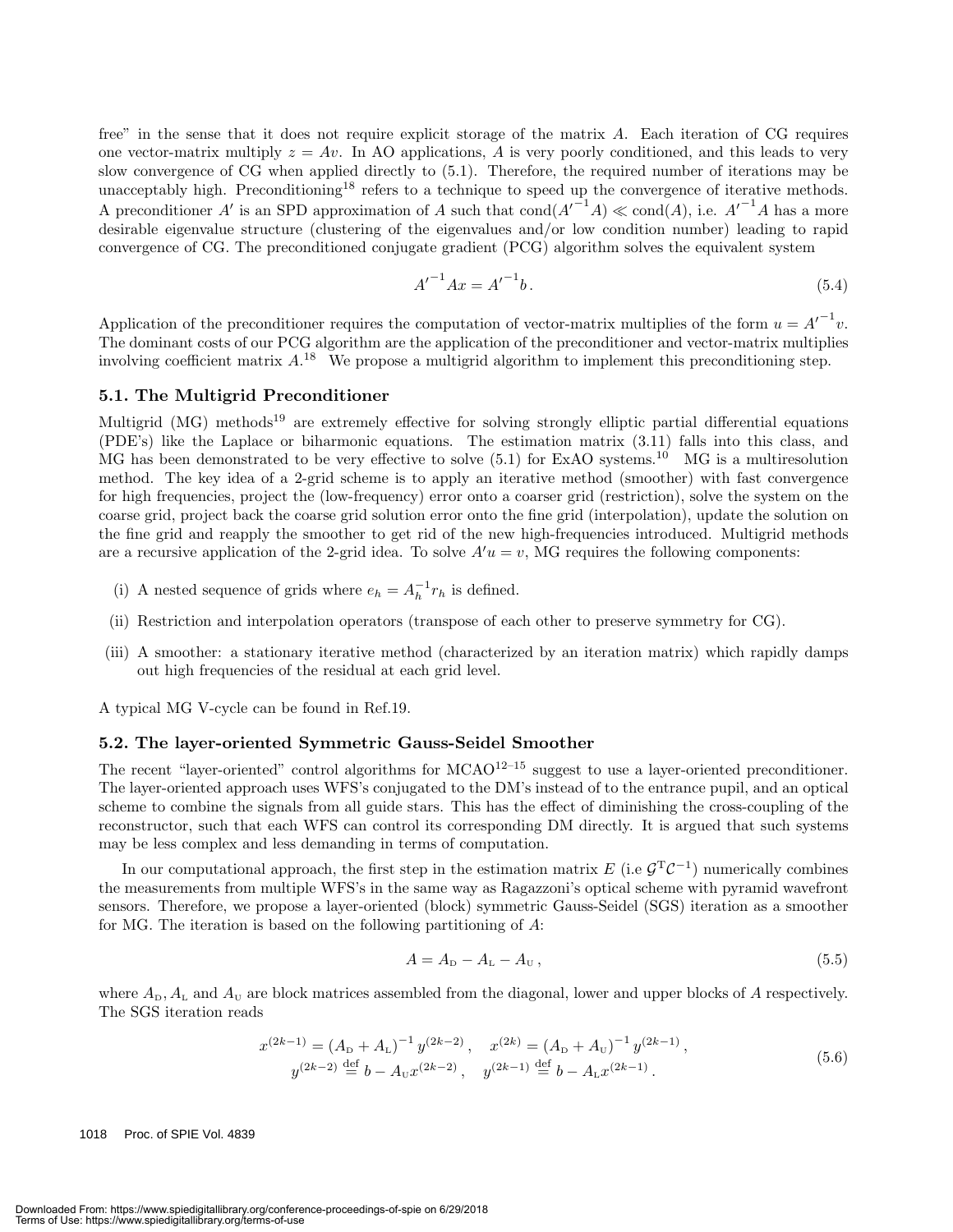free" in the sense that it does not require explicit storage of the matrix $A$. Each iteration of CG requires one vector-matrix multiply $z = Av$. In AO applications, $A$ is very poorly conditioned, and this leads to very slow convergence of CG when applied directly to (5.1). Therefore, the required number of iterations may be unacceptably high. Preconditioning[18] refers to a technique to speed up the convergence of iterative methods. A preconditioner $A'$ is an SPD approximation of $A$ such that $\text{cond}({A'}^{-1}A) \ll \text{cond}(A)$, i.e. ${A'}^{-1}A$ has a more desirable eigenvalue structure (clustering of the eigenvalues and/or low condition number) leading to rapid convergence of CG. The preconditioned conjugate gradient (PCG) algorithm solves the equivalent system

$$
{A'}^{-1}Ax = {A'}^{-1}b \,. \tag{5.4}
$$

Application of the preconditioner requires the computation of vector-matrix multiplies of the form $u = {A'}^{-1}v$. The dominant costs of our PCG algorithm are the application of the preconditioner and vector-matrix multiplies involving coefficient matrix $A$.[18] We propose a multigrid algorithm to implement this preconditioning step.

### 5.1. The Multigrid Preconditioner

Multigrid (MG) methods[19] are extremely effective for solving strongly elliptic partial differential equations (PDE's) like the Laplace or biharmonic equations. The estimation matrix (3.11) falls into this class, and MG has been demonstrated to be very effective to solve (5.1) for ExAO systems.[10] MG is a multiresolution method. The key idea of a 2-grid scheme is to apply an iterative method (smoother) with fast convergence for high frequencies, project the (low-frequency) error onto a coarser grid (restriction), solve the system on the coarse grid, project back the coarse grid solution error onto the fine grid (interpolation), update the solution on the fine grid and reapply the smoother to get rid of the new high-frequencies introduced. Multigrid methods are a recursive application of the 2-grid idea. To solve $A'u = v$, MG requires the following components:

(i) A nested sequence of grids where $e_h = A_h^{-1} r_h$ is defined.

(ii) Restriction and interpolation operators (transpose of each other to preserve symmetry for CG).

(iii) A smoother: a stationary iterative method (characterized by an iteration matrix) which rapidly damps out high frequencies of the residual at each grid level.

A typical MG V-cycle can be found in Ref.19.

### 5.2. The layer-oriented Symmetric Gauss-Seidel Smoother

The recent "layer-oriented" control algorithms for MCAO[12–15] suggest to use a layer-oriented preconditioner. The layer-oriented approach uses WFS's conjugated to the DM's instead of to the entrance pupil, and an optical scheme to combine the signals from all guide stars. This has the effect of diminishing the cross-coupling of the reconstructor, such that each WFS can control its corresponding DM directly. It is argued that such systems may be less complex and less demanding in terms of computation.

In our computational approach, the first step in the estimation matrix $E$ (i.e $\mathcal{G}^{\mathrm{T}}\mathcal{C}^{-1}$) numerically combines the measurements from multiple WFS's in the same way as Ragazzoni's optical scheme with pyramid wavefront sensors. Therefore, we propose a layer-oriented (block) symmetric Gauss-Seidel (SGS) iteration as a smoother for MG. The iteration is based on the following partitioning of $A$:

$$
A = A_{\mathrm{D}} - A_{\mathrm{L}} - A_{\mathrm{U}} \,, \tag{5.5}
$$

where $A_{\mathrm{D}}, A_{\mathrm{L}}$ and $A_{\mathrm{U}}$ are block matrices assembled from the diagonal, lower and upper blocks of $A$ respectively. The SGS iteration reads

$$
\begin{aligned}
x^{(2k-1)} &= \left(A_{\mathrm{D}} + A_{\mathrm{L}}\right)^{-1} y^{(2k-2)} \,, \quad x^{(2k)} = \left(A_{\mathrm{D}} + A_{\mathrm{U}}\right)^{-1} y^{(2k-1)} \,, \\
y^{(2k-2)} &\stackrel{\text{def}}{=} b - A_{\mathrm{U}} x^{(2k-2)} \,, \quad y^{(2k-1)} \stackrel{\text{def}}{=} b - A_{\mathrm{L}} x^{(2k-1)} \,.
\end{aligned} \tag{5.6}
$$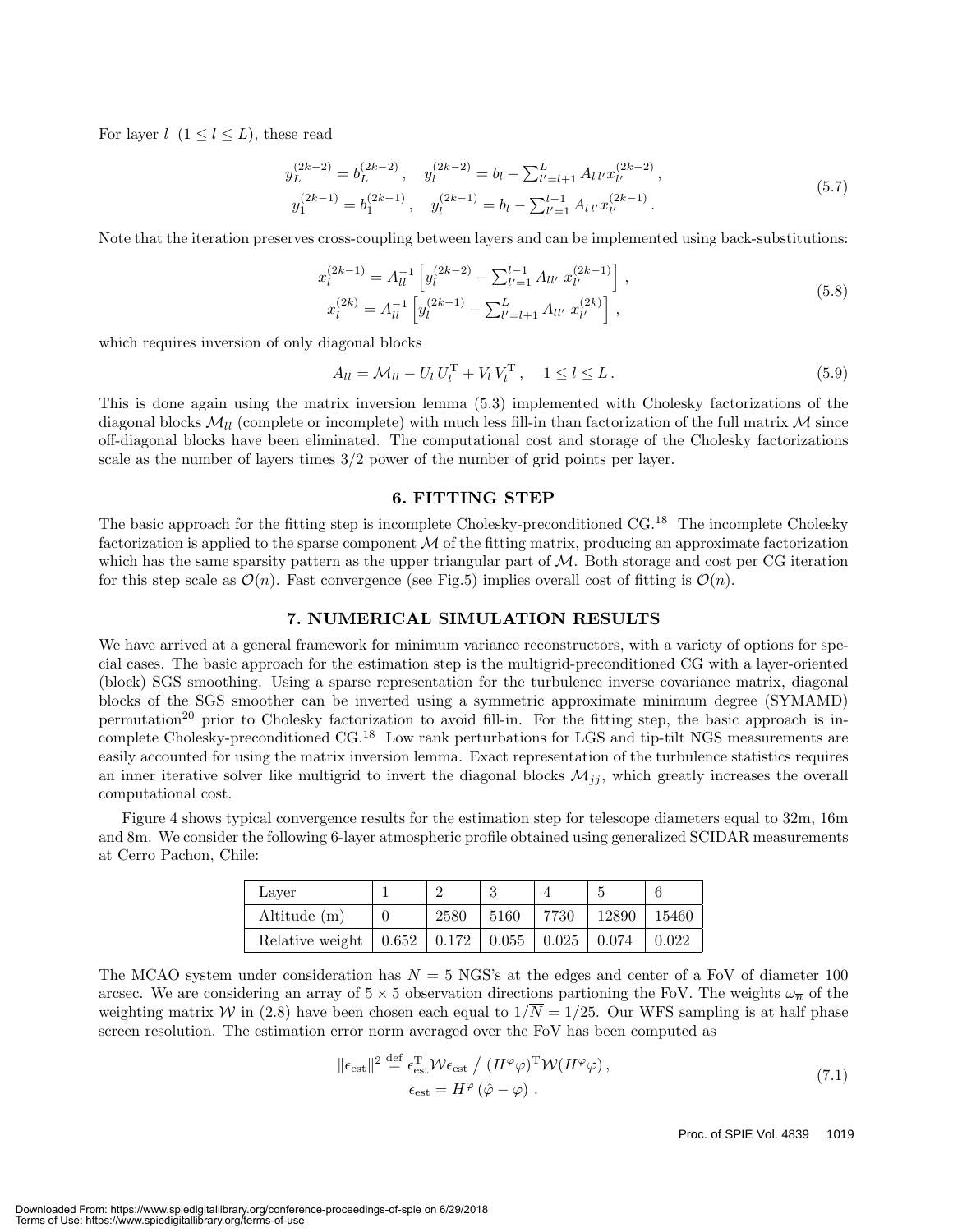For layer $l$ $(1 \leq l \leq L)$, these read

$$
\begin{aligned}
y_L^{(2k-2)} = b_L^{(2k-2)} , \quad y_l^{(2k-2)} = b_l - \textstyle\sum_{l'=l+1}^{L} A_{l\,l'} x_{l'}^{(2k-2)} , \\
y_1^{(2k-1)} = b_1^{(2k-1)} , \quad y_l^{(2k-1)} = b_l - \textstyle\sum_{l'=1}^{l-1} A_{l\,l'} x_{l'}^{(2k-1)} .
\end{aligned}
\tag{5.7}
$$

Note that the iteration preserves cross-coupling between layers and can be implemented using back-substitutions:

$$
\begin{aligned}
x_l^{(2k-1)} = A_{ll}^{-1} \left[ y_l^{(2k-2)} - \textstyle\sum_{l'=1}^{l-1} A_{ll'} \; x_{l'}^{(2k-1)} \right] , \\
x_l^{(2k)} = A_{ll}^{-1} \left[ y_l^{(2k-1)} - \textstyle\sum_{l'=l+1}^{L} A_{ll'} \; x_{l'}^{(2k)} \right] ,
\end{aligned}
\tag{5.8}
$$

which requires inversion of only diagonal blocks

$$
A_{ll} = \mathcal{M}_{ll} - U_l \, U_l^{\mathrm{T}} + V_l \, V_l^{\mathrm{T}} , \quad 1 \leq l \leq L . \tag{5.9}
$$

This is done again using the matrix inversion lemma (5.3) implemented with Cholesky factorizations of the diagonal blocks $\mathcal{M}_{ll}$ (complete or incomplete) with much less fill-in than factorization of the full matrix $\mathcal{M}$ since off-diagonal blocks have been eliminated. The computational cost and storage of the Cholesky factorizations scale as the number of layers times 3/2 power of the number of grid points per layer.

## 6. FITTING STEP

The basic approach for the fitting step is incomplete Cholesky-preconditioned CG.[18] The incomplete Cholesky factorization is applied to the sparse component $\mathcal{M}$ of the fitting matrix, producing an approximate factorization which has the same sparsity pattern as the upper triangular part of $\mathcal{M}$. Both storage and cost per CG iteration for this step scale as $\mathcal{O}(n)$. Fast convergence (see Fig.5) implies overall cost of fitting is $\mathcal{O}(n)$.

## 7. NUMERICAL SIMULATION RESULTS

We have arrived at a general framework for minimum variance reconstructors, with a variety of options for special cases. The basic approach for the estimation step is the multigrid-preconditioned CG with a layer-oriented (block) SGS smoothing. Using a sparse representation for the turbulence inverse covariance matrix, diagonal blocks of the SGS smoother can be inverted using a symmetric approximate minimum degree (SYMAMD) permutation[20] prior to Cholesky factorization to avoid fill-in. For the fitting step, the basic approach is incomplete Cholesky-preconditioned CG.[18] Low rank perturbations for LGS and tip-tilt NGS measurements are easily accounted for using the matrix inversion lemma. Exact representation of the turbulence statistics requires an inner iterative solver like multigrid to invert the diagonal blocks $\mathcal{M}_{jj}$, which greatly increases the overall computational cost.

Figure 4 shows typical convergence results for the estimation step for telescope diameters equal to 32m, 16m and 8m. We consider the following 6-layer atmospheric profile obtained using generalized SCIDAR measurements at Cerro Pachon, Chile:

| Layer | 1 | 2 | 3 | 4 | 5 | 6 |
|---|---|---|---|---|---|---|
| Altitude (m) | 0 | 2580 | 5160 | 7730 | 12890 | 15460 |
| Relative weight | 0.652 | 0.172 | 0.055 | 0.025 | 0.074 | 0.022 |

The MCAO system under consideration has $N = 5$ NGS's at the edges and center of a FoV of diameter 100 arcsec. We are considering an array of $5 \times 5$ observation directions partioning the FoV. The weights $\omega_{\overline{n}}$ of the weighting matrix $\mathcal{W}$ in (2.8) have been chosen each equal to $1/\overline{N} = 1/25$. Our WFS sampling is at half phase screen resolution. The estimation error norm averaged over the FoV has been computed as

$$
\begin{aligned}
\|\epsilon_{\mathrm{est}}\|^2 \stackrel{\mathrm{def}}{=} \epsilon_{\mathrm{est}}^{\mathrm{T}} \mathcal{W} \epsilon_{\mathrm{est}} \; / \; (H^{\varphi}\varphi)^{\mathrm{T}} \mathcal{W} (H^{\varphi}\varphi) , \\
\epsilon_{\mathrm{est}} = H^{\varphi} \left( \hat{\varphi} - \varphi \right) .
\end{aligned}
\tag{7.1}
$$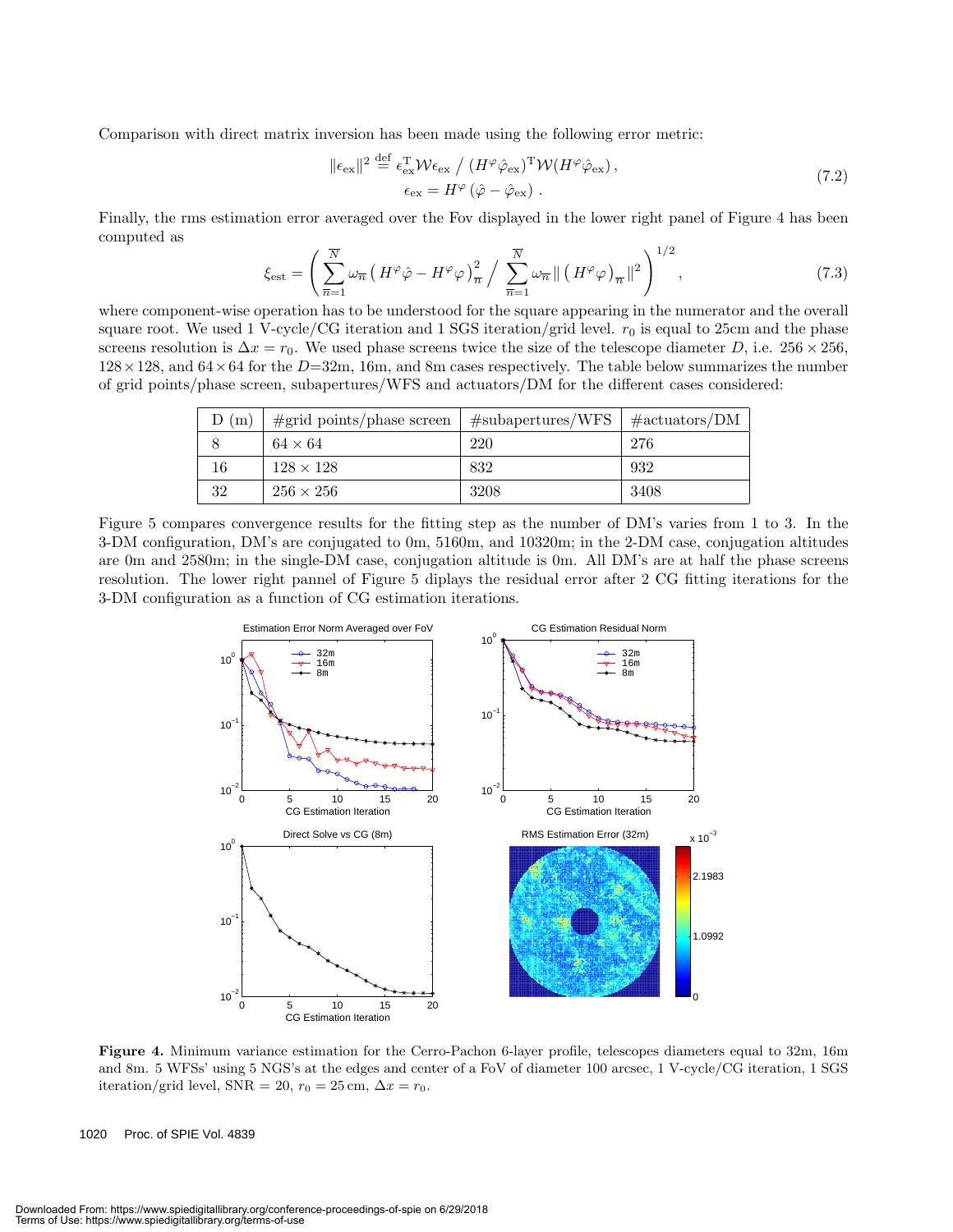Comparison with direct matrix inversion has been made using the following error metric:

$$\|\epsilon_{\text{ex}}\|^2 \stackrel{\text{def}}{=} \epsilon_{\text{ex}}^{\text{T}} \mathcal{W} \epsilon_{\text{ex}} \;/\; (H^{\varphi}\hat{\varphi}_{\text{ex}})^{\text{T}} \mathcal{W} (H^{\varphi}\hat{\varphi}_{\text{ex}}) \,, \qquad \epsilon_{\text{ex}} = H^{\varphi}\left(\hat{\varphi} - \hat{\varphi}_{\text{ex}}\right) . \tag{7.2}$$

Finally, the rms estimation error averaged over the Fov displayed in the lower right panel of Figure 4 has been computed as

$$\xi_{\text{est}} = \left( \sum_{\overline{n}=1}^{\overline{N}} \omega_{\overline{n}} \left( H^{\varphi}\hat{\varphi} - H^{\varphi}\varphi \right)_{\overline{n}}^2 \Big/ \sum_{\overline{n}=1}^{\overline{N}} \omega_{\overline{n}} \| \left( H^{\varphi}\varphi \right)_{\overline{n}} \|^2 \right)^{1/2} , \tag{7.3}$$

where component-wise operation has to be understood for the square appearing in the numerator and the overall square root. We used 1 V-cycle/CG iteration and 1 SGS iteration/grid level. $r_0$ is equal to 25cm and the phase screens resolution is $\Delta x = r_0$. We used phase screens twice the size of the telescope diameter $D$, i.e. $256 \times 256$, $128 \times 128$, and $64 \times 64$ for the $D$=32m, 16m, and 8m cases respectively. The table below summarizes the number of grid points/phase screen, subapertures/WFS and actuators/DM for the different cases considered:

| D (m) | #grid points/phase screen | #subapertures/WFS | #actuators/DM |
|---|---|---|---|
| 8 | $64 \times 64$ | 220 | 276 |
| 16 | $128 \times 128$ | 832 | 932 |
| 32 | $256 \times 256$ | 3208 | 3408 |

Figure 5 compares convergence results for the fitting step as the number of DM's varies from 1 to 3. In the 3-DM configuration, DM's are conjugated to 0m, 5160m, and 10320m; in the 2-DM case, conjugation altitudes are 0m and 2580m; in the single-DM case, conjugation altitude is 0m. All DM's are at half the phase screens resolution. The lower right pannel of Figure 5 diplays the residual error after 2 CG fitting iterations for the 3-DM configuration as a function of CG estimation iterations.

**Figure 4.** Minimum variance estimation for the Cerro-Pachon 6-layer profile, telescopes diameters equal to 32m, 16m and 8m. 5 WFSs' using 5 NGS's at the edges and center of a FoV of diameter 100 arcsec, 1 V-cycle/CG iteration, 1 SGS iteration/grid level, SNR = 20, $r_0 = 25\,\text{cm}$, $\Delta x = r_0$.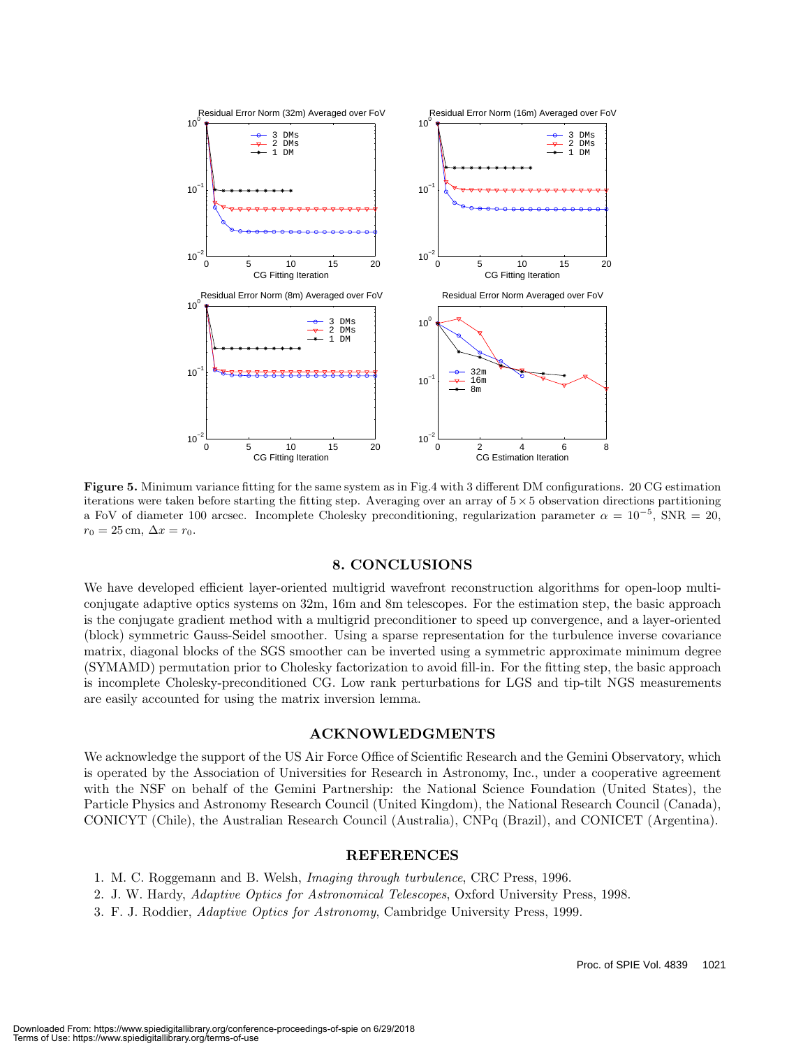**Figure 5.** Minimum variance fitting for the same system as in Fig.4 with 3 different DM configurations. 20 CG estimation iterations were taken before starting the fitting step. Averaging over an array of $5 \times 5$ observation directions partitioning a FoV of diameter 100 arcsec. Incomplete Cholesky preconditioning, regularization parameter $\alpha = 10^{-5}$, SNR = 20, $r_0 = 25\,\text{cm}$, $\Delta x = r_0$.

## 8. CONCLUSIONS

We have developed efficient layer-oriented multigrid wavefront reconstruction algorithms for open-loop multi-conjugate adaptive optics systems on 32m, 16m and 8m telescopes. For the estimation step, the basic approach is the conjugate gradient method with a multigrid preconditioner to speed up convergence, and a layer-oriented (block) symmetric Gauss-Seidel smoother. Using a sparse representation for the turbulence inverse covariance matrix, diagonal blocks of the SGS smoother can be inverted using a symmetric approximate minimum degree (SYMAMD) permutation prior to Cholesky factorization to avoid fill-in. For the fitting step, the basic approach is incomplete Cholesky-preconditioned CG. Low rank perturbations for LGS and tip-tilt NGS measurements are easily accounted for using the matrix inversion lemma.

## ACKNOWLEDGMENTS

We acknowledge the support of the US Air Force Office of Scientific Research and the Gemini Observatory, which is operated by the Association of Universities for Research in Astronomy, Inc., under a cooperative agreement with the NSF on behalf of the Gemini Partnership: the National Science Foundation (United States), the Particle Physics and Astronomy Research Council (United Kingdom), the National Research Council (Canada), CONICYT (Chile), the Australian Research Council (Australia), CNPq (Brazil), and CONICET (Argentina).

## REFERENCES

1. M. C. Roggemann and B. Welsh, *Imaging through turbulence*, CRC Press, 1996.
2. J. W. Hardy, *Adaptive Optics for Astronomical Telescopes*, Oxford University Press, 1998.
3. F. J. Roddier, *Adaptive Optics for Astronomy*, Cambridge University Press, 1999.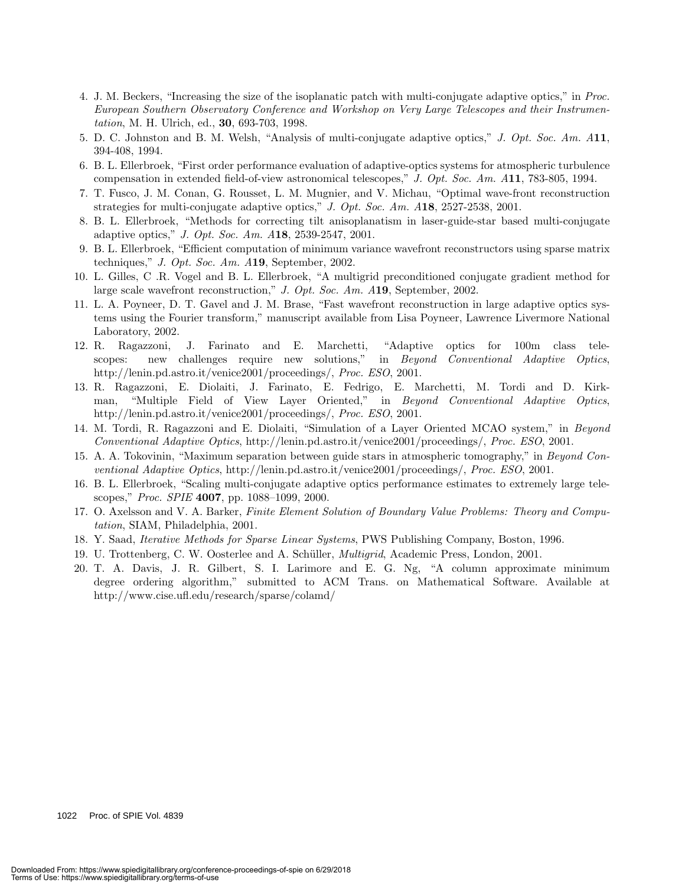4. J. M. Beckers, "Increasing the size of the isoplanatic patch with multi-conjugate adaptive optics," in *Proc. European Southern Observatory Conference and Workshop on Very Large Telescopes and their Instrumentation*, M. H. Ulrich, ed., **30**, 693-703, 1998.
5. D. C. Johnston and B. M. Welsh, "Analysis of multi-conjugate adaptive optics," *J. Opt. Soc. Am. A***11**, 394-408, 1994.
6. B. L. Ellerbroek, "First order performance evaluation of adaptive-optics systems for atmospheric turbulence compensation in extended field-of-view astronomical telescopes," *J. Opt. Soc. Am. A***11**, 783-805, 1994.
7. T. Fusco, J. M. Conan, G. Rousset, L. M. Mugnier, and V. Michau, "Optimal wave-front reconstruction strategies for multi-conjugate adaptive optics," *J. Opt. Soc. Am. A***18**, 2527-2538, 2001.
8. B. L. Ellerbroek, "Methods for correcting tilt anisoplanatism in laser-guide-star based multi-conjugate adaptive optics," *J. Opt. Soc. Am. A***18**, 2539-2547, 2001.
9. B. L. Ellerbroek, "Efficient computation of minimum variance wavefront reconstructors using sparse matrix techniques," *J. Opt. Soc. Am. A***19**, September, 2002.
10. L. Gilles, C .R. Vogel and B. L. Ellerbroek, "A multigrid preconditioned conjugate gradient method for large scale wavefront reconstruction," *J. Opt. Soc. Am. A***19**, September, 2002.
11. L. A. Poyneer, D. T. Gavel and J. M. Brase, "Fast wavefront reconstruction in large adaptive optics systems using the Fourier transform," manuscript available from Lisa Poyneer, Lawrence Livermore National Laboratory, 2002.
12. R. Ragazzoni, J. Farinato and E. Marchetti, "Adaptive optics for 100m class telescopes: new challenges require new solutions," in *Beyond Conventional Adaptive Optics*, http://lenin.pd.astro.it/venice2001/proceedings/, *Proc. ESO*, 2001.
13. R. Ragazzoni, E. Diolaiti, J. Farinato, E. Fedrigo, E. Marchetti, M. Tordi and D. Kirkman, "Multiple Field of View Layer Oriented," in *Beyond Conventional Adaptive Optics*, http://lenin.pd.astro.it/venice2001/proceedings/, *Proc. ESO*, 2001.
14. M. Tordi, R. Ragazzoni and E. Diolaiti, "Simulation of a Layer Oriented MCAO system," in *Beyond Conventional Adaptive Optics*, http://lenin.pd.astro.it/venice2001/proceedings/, *Proc. ESO*, 2001.
15. A. A. Tokovinin, "Maximum separation between guide stars in atmospheric tomography," in *Beyond Conventional Adaptive Optics*, http://lenin.pd.astro.it/venice2001/proceedings/, *Proc. ESO*, 2001.
16. B. L. Ellerbroek, "Scaling multi-conjugate adaptive optics performance estimates to extremely large telescopes," *Proc. SPIE* **4007**, pp. 1088–1099, 2000.
17. O. Axelsson and V. A. Barker, *Finite Element Solution of Boundary Value Problems: Theory and Computation*, SIAM, Philadelphia, 2001.
18. Y. Saad, *Iterative Methods for Sparse Linear Systems*, PWS Publishing Company, Boston, 1996.
19. U. Trottenberg, C. W. Oosterlee and A. Schüller, *Multigrid*, Academic Press, London, 2001.
20. T. A. Davis, J. R. Gilbert, S. I. Larimore and E. G. Ng, "A column approximate minimum degree ordering algorithm," submitted to ACM Trans. on Mathematical Software. Available at http://www.cise.ufl.edu/research/sparse/colamd/